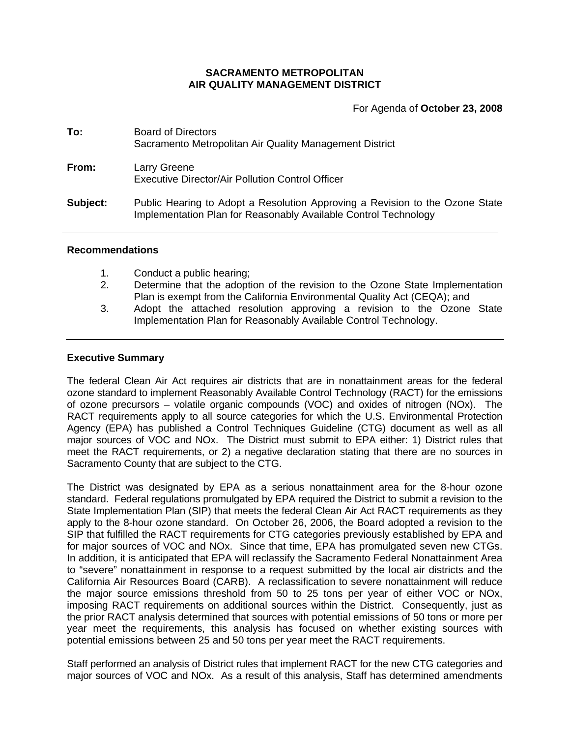**SACRAMENTO METROPOLITAN**
**AIR QUALITY MANAGEMENT DISTRICT**

For Agenda of **October 23, 2008**

**To:** Board of Directors
Sacramento Metropolitan Air Quality Management District

**From:** Larry Greene
Executive Director/Air Pollution Control Officer

**Subject:** Public Hearing to Adopt a Resolution Approving a Revision to the Ozone State Implementation Plan for Reasonably Available Control Technology

---

## Recommendations

1. Conduct a public hearing;
2. Determine that the adoption of the revision to the Ozone State Implementation Plan is exempt from the California Environmental Quality Act (CEQA); and
3. Adopt the attached resolution approving a revision to the Ozone State Implementation Plan for Reasonably Available Control Technology.

---

## Executive Summary

The federal Clean Air Act requires air districts that are in nonattainment areas for the federal ozone standard to implement Reasonably Available Control Technology (RACT) for the emissions of ozone precursors – volatile organic compounds (VOC) and oxides of nitrogen (NOx). The RACT requirements apply to all source categories for which the U.S. Environmental Protection Agency (EPA) has published a Control Techniques Guideline (CTG) document as well as all major sources of VOC and NOx. The District must submit to EPA either: 1) District rules that meet the RACT requirements, or 2) a negative declaration stating that there are no sources in Sacramento County that are subject to the CTG.

The District was designated by EPA as a serious nonattainment area for the 8-hour ozone standard. Federal regulations promulgated by EPA required the District to submit a revision to the State Implementation Plan (SIP) that meets the federal Clean Air Act RACT requirements as they apply to the 8-hour ozone standard. On October 26, 2006, the Board adopted a revision to the SIP that fulfilled the RACT requirements for CTG categories previously established by EPA and for major sources of VOC and NOx. Since that time, EPA has promulgated seven new CTGs. In addition, it is anticipated that EPA will reclassify the Sacramento Federal Nonattainment Area to "severe" nonattainment in response to a request submitted by the local air districts and the California Air Resources Board (CARB). A reclassification to severe nonattainment will reduce the major source emissions threshold from 50 to 25 tons per year of either VOC or NOx, imposing RACT requirements on additional sources within the District. Consequently, just as the prior RACT analysis determined that sources with potential emissions of 50 tons or more per year meet the requirements, this analysis has focused on whether existing sources with potential emissions between 25 and 50 tons per year meet the RACT requirements.

Staff performed an analysis of District rules that implement RACT for the new CTG categories and major sources of VOC and NOx. As a result of this analysis, Staff has determined amendments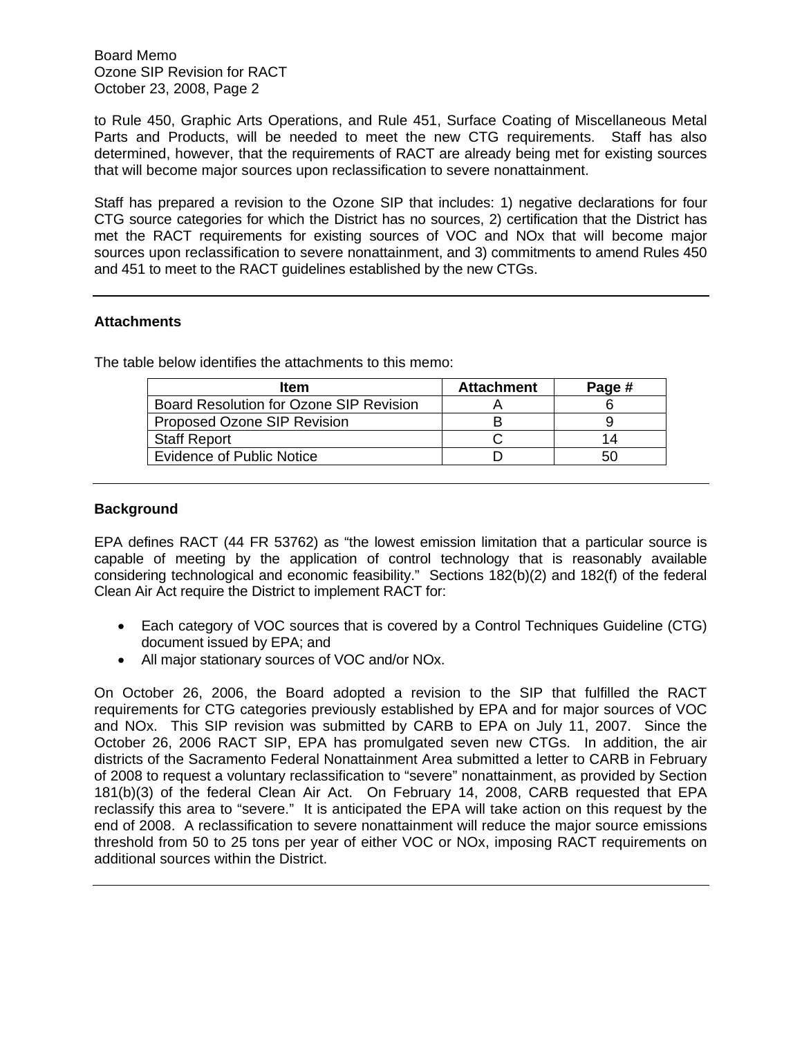to Rule 450, Graphic Arts Operations, and Rule 451, Surface Coating of Miscellaneous Metal Parts and Products, will be needed to meet the new CTG requirements. Staff has also determined, however, that the requirements of RACT are already being met for existing sources that will become major sources upon reclassification to severe nonattainment.

Staff has prepared a revision to the Ozone SIP that includes: 1) negative declarations for four CTG source categories for which the District has no sources, 2) certification that the District has met the RACT requirements for existing sources of VOC and NOx that will become major sources upon reclassification to severe nonattainment, and 3) commitments to amend Rules 450 and 451 to meet to the RACT guidelines established by the new CTGs.

---

## Attachments

The table below identifies the attachments to this memo:

| Item | Attachment | Page # |
|---|---|---|
| Board Resolution for Ozone SIP Revision | A | 6 |
| Proposed Ozone SIP Revision | B | 9 |
| Staff Report | C | 14 |
| Evidence of Public Notice | D | 50 |

---

## Background

EPA defines RACT (44 FR 53762) as "the lowest emission limitation that a particular source is capable of meeting by the application of control technology that is reasonably available considering technological and economic feasibility." Sections 182(b)(2) and 182(f) of the federal Clean Air Act require the District to implement RACT for:

- Each category of VOC sources that is covered by a Control Techniques Guideline (CTG) document issued by EPA; and
- All major stationary sources of VOC and/or NOx.

On October 26, 2006, the Board adopted a revision to the SIP that fulfilled the RACT requirements for CTG categories previously established by EPA and for major sources of VOC and NOx. This SIP revision was submitted by CARB to EPA on July 11, 2007. Since the October 26, 2006 RACT SIP, EPA has promulgated seven new CTGs. In addition, the air districts of the Sacramento Federal Nonattainment Area submitted a letter to CARB in February of 2008 to request a voluntary reclassification to "severe" nonattainment, as provided by Section 181(b)(3) of the federal Clean Air Act. On February 14, 2008, CARB requested that EPA reclassify this area to "severe." It is anticipated the EPA will take action on this request by the end of 2008. A reclassification to severe nonattainment will reduce the major source emissions threshold from 50 to 25 tons per year of either VOC or NOx, imposing RACT requirements on additional sources within the District.

---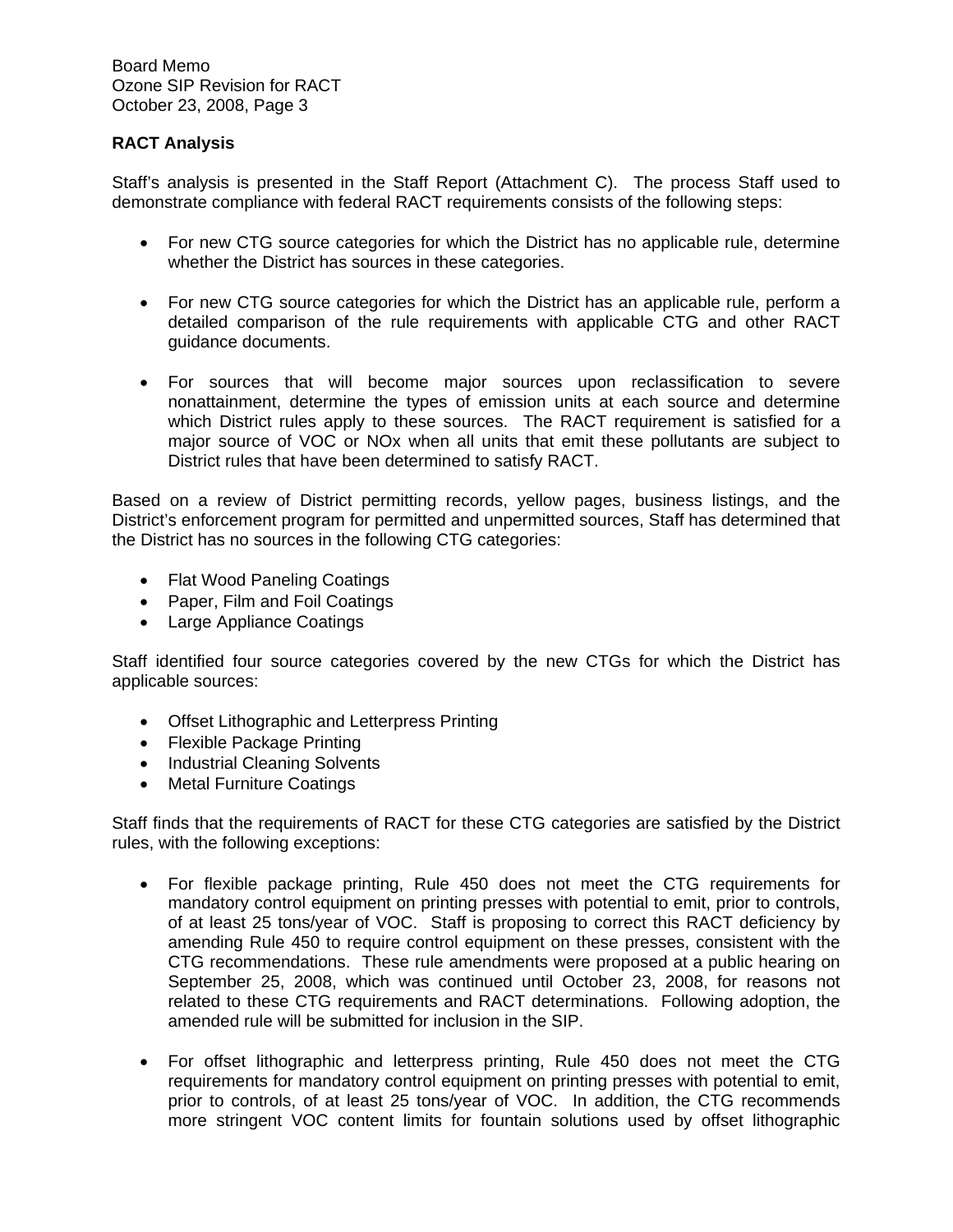## RACT Analysis

Staff's analysis is presented in the Staff Report (Attachment C). The process Staff used to demonstrate compliance with federal RACT requirements consists of the following steps:

- For new CTG source categories for which the District has no applicable rule, determine whether the District has sources in these categories.
- For new CTG source categories for which the District has an applicable rule, perform a detailed comparison of the rule requirements with applicable CTG and other RACT guidance documents.
- For sources that will become major sources upon reclassification to severe nonattainment, determine the types of emission units at each source and determine which District rules apply to these sources. The RACT requirement is satisfied for a major source of VOC or NOx when all units that emit these pollutants are subject to District rules that have been determined to satisfy RACT.

Based on a review of District permitting records, yellow pages, business listings, and the District's enforcement program for permitted and unpermitted sources, Staff has determined that the District has no sources in the following CTG categories:

- Flat Wood Paneling Coatings
- Paper, Film and Foil Coatings
- Large Appliance Coatings

Staff identified four source categories covered by the new CTGs for which the District has applicable sources:

- Offset Lithographic and Letterpress Printing
- Flexible Package Printing
- Industrial Cleaning Solvents
- Metal Furniture Coatings

Staff finds that the requirements of RACT for these CTG categories are satisfied by the District rules, with the following exceptions:

- For flexible package printing, Rule 450 does not meet the CTG requirements for mandatory control equipment on printing presses with potential to emit, prior to controls, of at least 25 tons/year of VOC. Staff is proposing to correct this RACT deficiency by amending Rule 450 to require control equipment on these presses, consistent with the CTG recommendations. These rule amendments were proposed at a public hearing on September 25, 2008, which was continued until October 23, 2008, for reasons not related to these CTG requirements and RACT determinations. Following adoption, the amended rule will be submitted for inclusion in the SIP.
- For offset lithographic and letterpress printing, Rule 450 does not meet the CTG requirements for mandatory control equipment on printing presses with potential to emit, prior to controls, of at least 25 tons/year of VOC. In addition, the CTG recommends more stringent VOC content limits for fountain solutions used by offset lithographic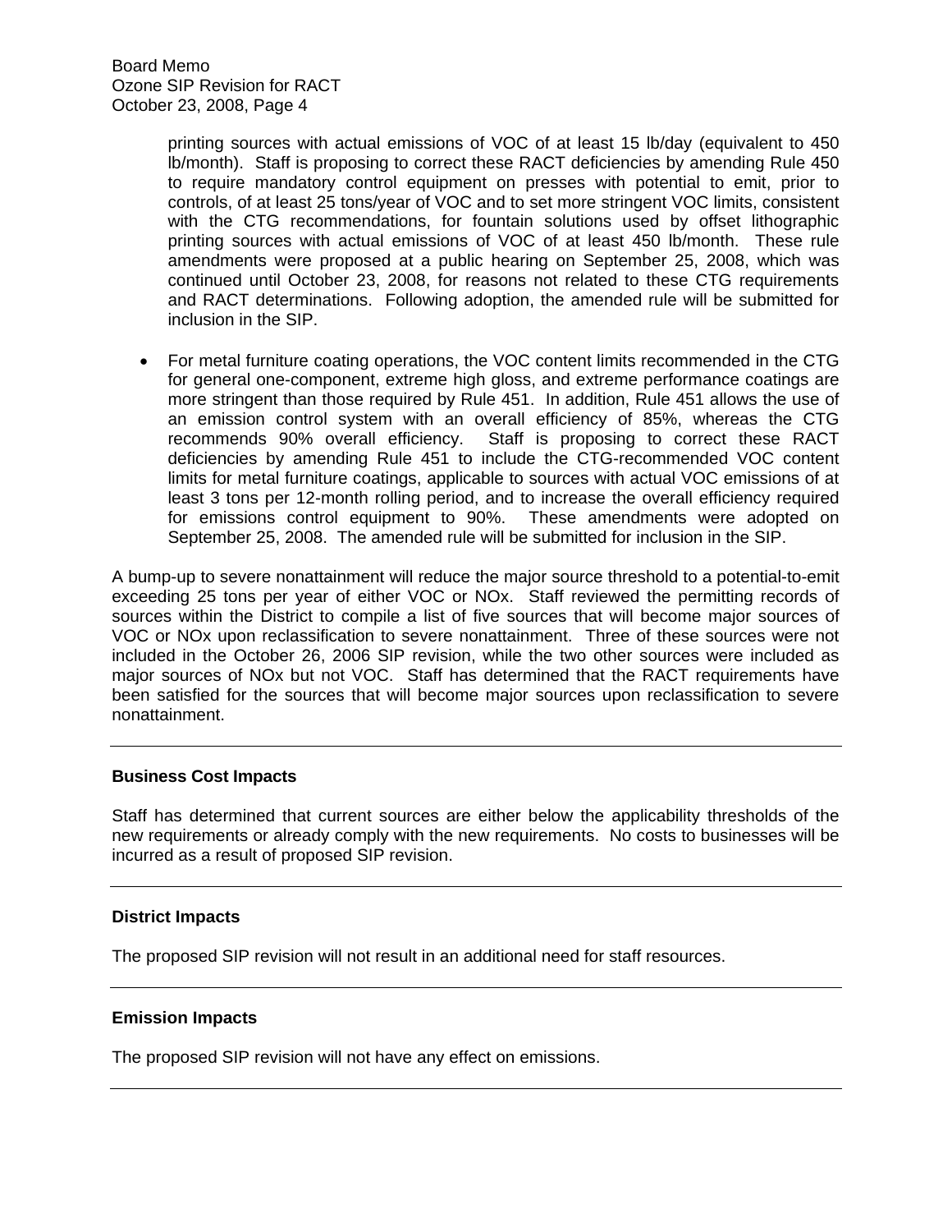printing sources with actual emissions of VOC of at least 15 lb/day (equivalent to 450 lb/month). Staff is proposing to correct these RACT deficiencies by amending Rule 450 to require mandatory control equipment on presses with potential to emit, prior to controls, of at least 25 tons/year of VOC and to set more stringent VOC limits, consistent with the CTG recommendations, for fountain solutions used by offset lithographic printing sources with actual emissions of VOC of at least 450 lb/month. These rule amendments were proposed at a public hearing on September 25, 2008, which was continued until October 23, 2008, for reasons not related to these CTG requirements and RACT determinations. Following adoption, the amended rule will be submitted for inclusion in the SIP.

- For metal furniture coating operations, the VOC content limits recommended in the CTG for general one-component, extreme high gloss, and extreme performance coatings are more stringent than those required by Rule 451. In addition, Rule 451 allows the use of an emission control system with an overall efficiency of 85%, whereas the CTG recommends 90% overall efficiency. Staff is proposing to correct these RACT deficiencies by amending Rule 451 to include the CTG-recommended VOC content limits for metal furniture coatings, applicable to sources with actual VOC emissions of at least 3 tons per 12-month rolling period, and to increase the overall efficiency required for emissions control equipment to 90%. These amendments were adopted on September 25, 2008. The amended rule will be submitted for inclusion in the SIP.

A bump-up to severe nonattainment will reduce the major source threshold to a potential-to-emit exceeding 25 tons per year of either VOC or NOx. Staff reviewed the permitting records of sources within the District to compile a list of five sources that will become major sources of VOC or NOx upon reclassification to severe nonattainment. Three of these sources were not included in the October 26, 2006 SIP revision, while the two other sources were included as major sources of NOx but not VOC. Staff has determined that the RACT requirements have been satisfied for the sources that will become major sources upon reclassification to severe nonattainment.

---

**Business Cost Impacts**

Staff has determined that current sources are either below the applicability thresholds of the new requirements or already comply with the new requirements. No costs to businesses will be incurred as a result of proposed SIP revision.

---

**District Impacts**

The proposed SIP revision will not result in an additional need for staff resources.

---

**Emission Impacts**

The proposed SIP revision will not have any effect on emissions.

---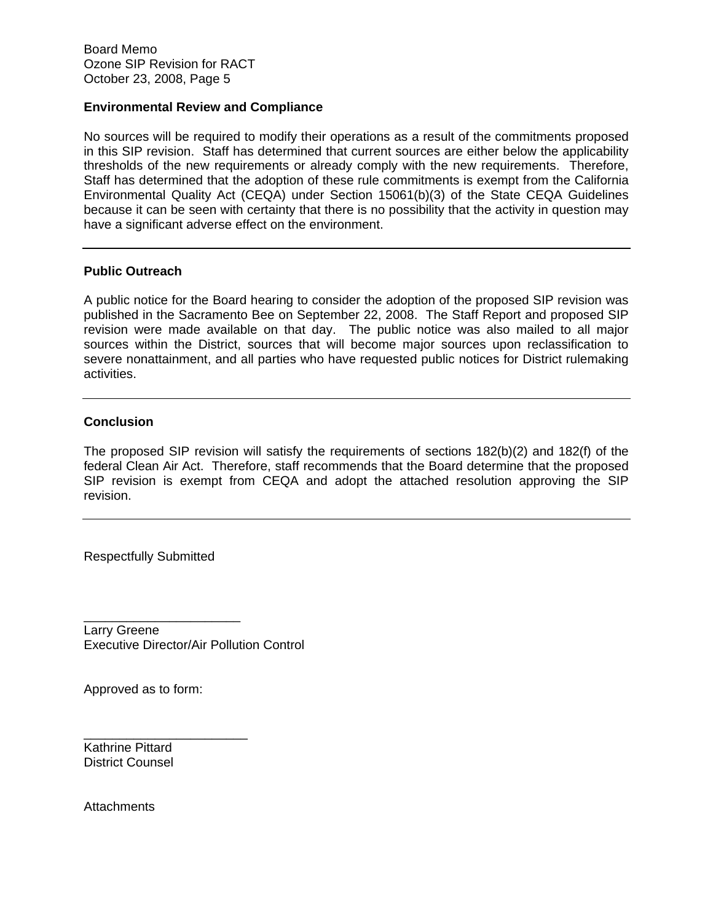**Environmental Review and Compliance**

No sources will be required to modify their operations as a result of the commitments proposed in this SIP revision. Staff has determined that current sources are either below the applicability thresholds of the new requirements or already comply with the new requirements. Therefore, Staff has determined that the adoption of these rule commitments is exempt from the California Environmental Quality Act (CEQA) under Section 15061(b)(3) of the State CEQA Guidelines because it can be seen with certainty that there is no possibility that the activity in question may have a significant adverse effect on the environment.

---

**Public Outreach**

A public notice for the Board hearing to consider the adoption of the proposed SIP revision was published in the Sacramento Bee on September 22, 2008. The Staff Report and proposed SIP revision were made available on that day. The public notice was also mailed to all major sources within the District, sources that will become major sources upon reclassification to severe nonattainment, and all parties who have requested public notices for District rulemaking activities.

---

**Conclusion**

The proposed SIP revision will satisfy the requirements of sections 182(b)(2) and 182(f) of the federal Clean Air Act. Therefore, staff recommends that the Board determine that the proposed SIP revision is exempt from CEQA and adopt the attached resolution approving the SIP revision.

---

Respectfully Submitted

______________________
Larry Greene
Executive Director/Air Pollution Control

Approved as to form:

______________________
Kathrine Pittard
District Counsel

Attachments